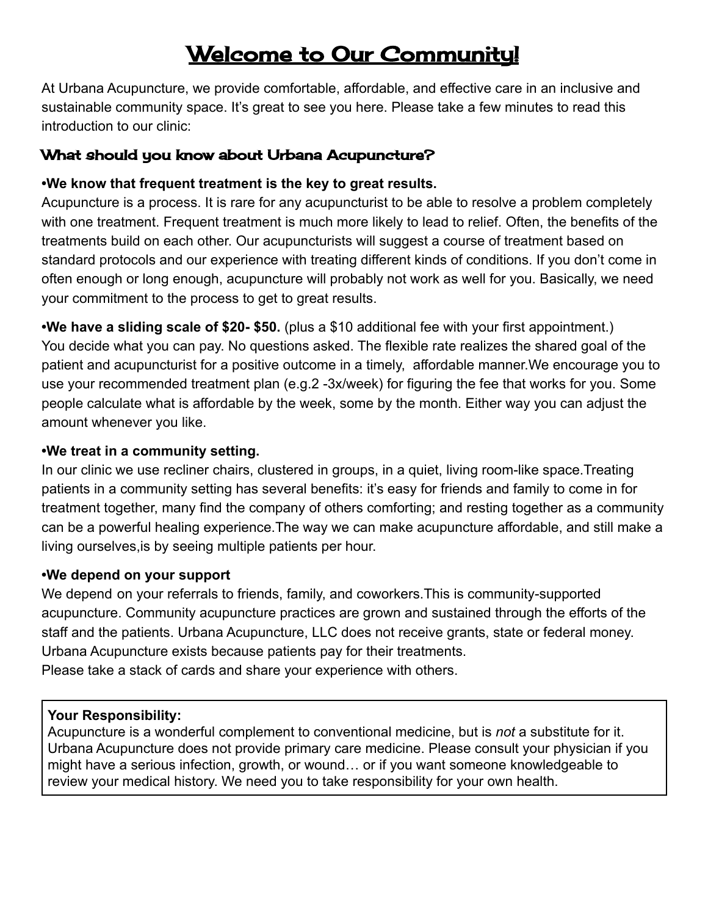# Welcome to Our Community!

At Urbana Acupuncture, we provide comfortable, affordable, and effective care in an inclusive and sustainable community space. It's great to see you here. Please take a few minutes to read this introduction to our clinic:

## What should you know about Urbana Acupuncture?

**•We know that frequent treatment is the key to great results.**
Acupuncture is a process. It is rare for any acupuncturist to be able to resolve a problem completely with one treatment. Frequent treatment is much more likely to lead to relief. Often, the benefits of the treatments build on each other. Our acupuncturists will suggest a course of treatment based on standard protocols and our experience with treating different kinds of conditions. If you don't come in often enough or long enough, acupuncture will probably not work as well for you. Basically, we need your commitment to the process to get to great results.

**•We have a sliding scale of $20- $50.** (plus a $10 additional fee with your first appointment.)
You decide what you can pay. No questions asked. The flexible rate realizes the shared goal of the patient and acupuncturist for a positive outcome in a timely, affordable manner.We encourage you to use your recommended treatment plan (e.g.2 -3x/week) for figuring the fee that works for you. Some people calculate what is affordable by the week, some by the month. Either way you can adjust the amount whenever you like.

**•We treat in a community setting.**
In our clinic we use recliner chairs, clustered in groups, in a quiet, living room-like space.Treating patients in a community setting has several benefits: it's easy for friends and family to come in for treatment together, many find the company of others comforting; and resting together as a community can be a powerful healing experience.The way we can make acupuncture affordable, and still make a living ourselves,is by seeing multiple patients per hour.

**•We depend on your support**
We depend on your referrals to friends, family, and coworkers.This is community-supported acupuncture. Community acupuncture practices are grown and sustained through the efforts of the staff and the patients. Urbana Acupuncture, LLC does not receive grants, state or federal money. Urbana Acupuncture exists because patients pay for their treatments.
Please take a stack of cards and share your experience with others.

**Your Responsibility:**
Acupuncture is a wonderful complement to conventional medicine, but is *not* a substitute for it. Urbana Acupuncture does not provide primary care medicine. Please consult your physician if you might have a serious infection, growth, or wound… or if you want someone knowledgeable to review your medical history. We need you to take responsibility for your own health.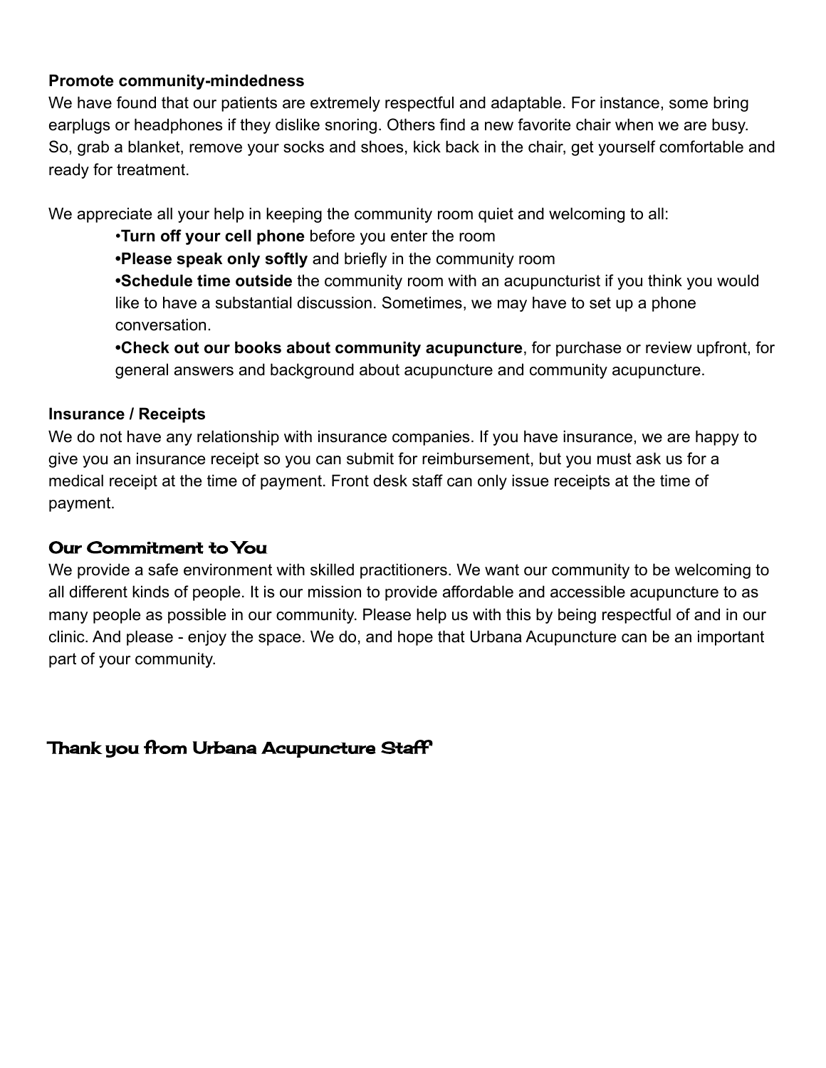**Promote community-mindedness**

We have found that our patients are extremely respectful and adaptable. For instance, some bring earplugs or headphones if they dislike snoring. Others find a new favorite chair when we are busy. So, grab a blanket, remove your socks and shoes, kick back in the chair, get yourself comfortable and ready for treatment.

We appreciate all your help in keeping the community room quiet and welcoming to all:

- **Turn off your cell phone** before you enter the room
- **Please speak only softly** and briefly in the community room
- **Schedule time outside** the community room with an acupuncturist if you think you would like to have a substantial discussion. Sometimes, we may have to set up a phone conversation.
- **Check out our books about community acupuncture**, for purchase or review upfront, for general answers and background about acupuncture and community acupuncture.

**Insurance / Receipts**

We do not have any relationship with insurance companies. If you have insurance, we are happy to give you an insurance receipt so you can submit for reimbursement, but you must ask us for a medical receipt at the time of payment. Front desk staff can only issue receipts at the time of payment.

## Our Commitment to You

We provide a safe environment with skilled practitioners. We want our community to be welcoming to all different kinds of people. It is our mission to provide affordable and accessible acupuncture to as many people as possible in our community. Please help us with this by being respectful of and in our clinic. And please - enjoy the space. We do, and hope that Urbana Acupuncture can be an important part of your community.

## Thank you from Urbana Acupuncture Staff